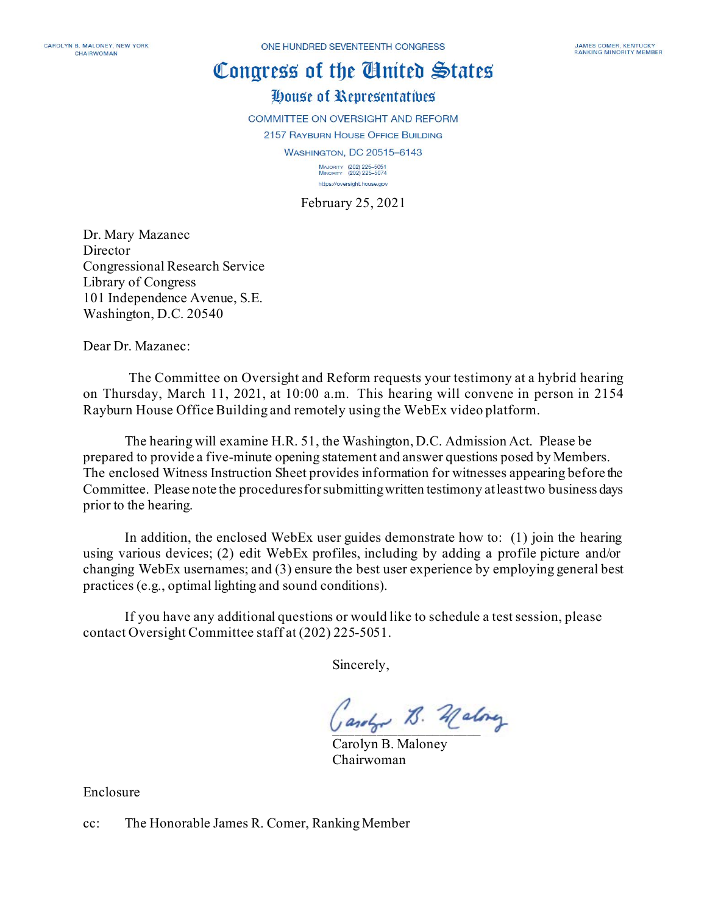CAROLYN B. MALONEY, NEW YORK
CHAIRWOMAN

ONE HUNDRED SEVENTEENTH CONGRESS

JAMES COMER, KENTUCKY
RANKING MINORITY MEMBER

# Congress of the United States

## House of Representatives

COMMITTEE ON OVERSIGHT AND REFORM
2157 RAYBURN HOUSE OFFICE BUILDING
WASHINGTON, DC 20515–6143

MAJORITY (202) 225–5051
MINORITY (202) 225–5074
https://oversight.house.gov

February 25, 2021

Dr. Mary Mazanec
Director
Congressional Research Service
Library of Congress
101 Independence Avenue, S.E.
Washington, D.C. 20540

Dear Dr. Mazanec:

The Committee on Oversight and Reform requests your testimony at a hybrid hearing on Thursday, March 11, 2021, at 10:00 a.m. This hearing will convene in person in 2154 Rayburn House Office Building and remotely using the WebEx video platform.

The hearing will examine H.R. 51, the Washington, D.C. Admission Act. Please be prepared to provide a five-minute opening statement and answer questions posed by Members. The enclosed Witness Instruction Sheet provides information for witnesses appearing before the Committee. Please note the procedures for submitting written testimony at least two business days prior to the hearing.

In addition, the enclosed WebEx user guides demonstrate how to: (1) join the hearing using various devices; (2) edit WebEx profiles, including by adding a profile picture and/or changing WebEx usernames; and (3) ensure the best user experience by employing general best practices (e.g., optimal lighting and sound conditions).

If you have any additional questions or would like to schedule a test session, please contact Oversight Committee staff at (202) 225-5051.

Sincerely,

Carolyn B. Maloney
Chairwoman

Enclosure

cc: The Honorable James R. Comer, Ranking Member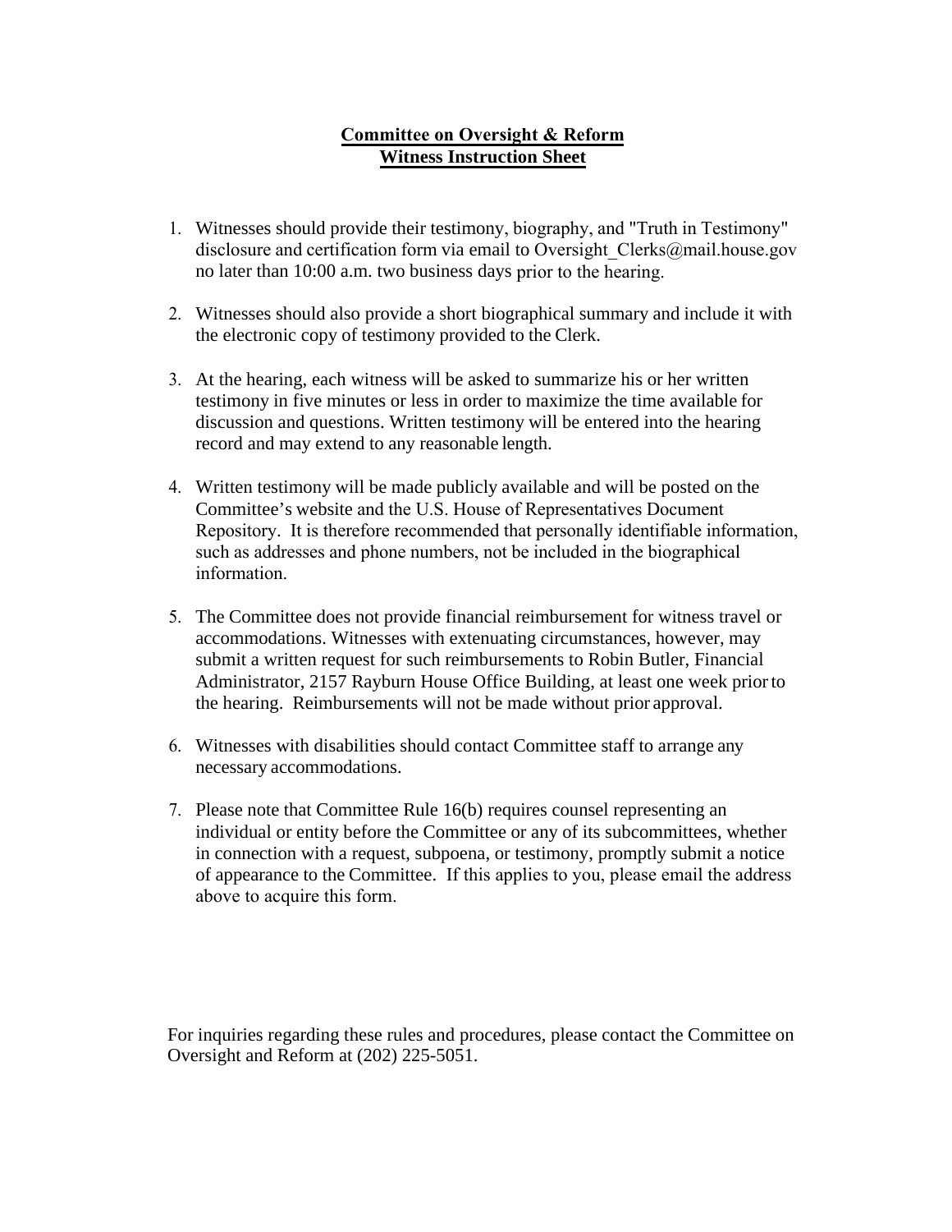**Committee on Oversight & Reform**
**Witness Instruction Sheet**

1. Witnesses should provide their testimony, biography, and "Truth in Testimony" disclosure and certification form via email to Oversight_Clerks@mail.house.gov no later than 10:00 a.m. two business days prior to the hearing.

2. Witnesses should also provide a short biographical summary and include it with the electronic copy of testimony provided to the Clerk.

3. At the hearing, each witness will be asked to summarize his or her written testimony in five minutes or less in order to maximize the time available for discussion and questions. Written testimony will be entered into the hearing record and may extend to any reasonable length.

4. Written testimony will be made publicly available and will be posted on the Committee's website and the U.S. House of Representatives Document Repository. It is therefore recommended that personally identifiable information, such as addresses and phone numbers, not be included in the biographical information.

5. The Committee does not provide financial reimbursement for witness travel or accommodations. Witnesses with extenuating circumstances, however, may submit a written request for such reimbursements to Robin Butler, Financial Administrator, 2157 Rayburn House Office Building, at least one week prior to the hearing. Reimbursements will not be made without prior approval.

6. Witnesses with disabilities should contact Committee staff to arrange any necessary accommodations.

7. Please note that Committee Rule 16(b) requires counsel representing an individual or entity before the Committee or any of its subcommittees, whether in connection with a request, subpoena, or testimony, promptly submit a notice of appearance to the Committee. If this applies to you, please email the address above to acquire this form.

For inquiries regarding these rules and procedures, please contact the Committee on Oversight and Reform at (202) 225-5051.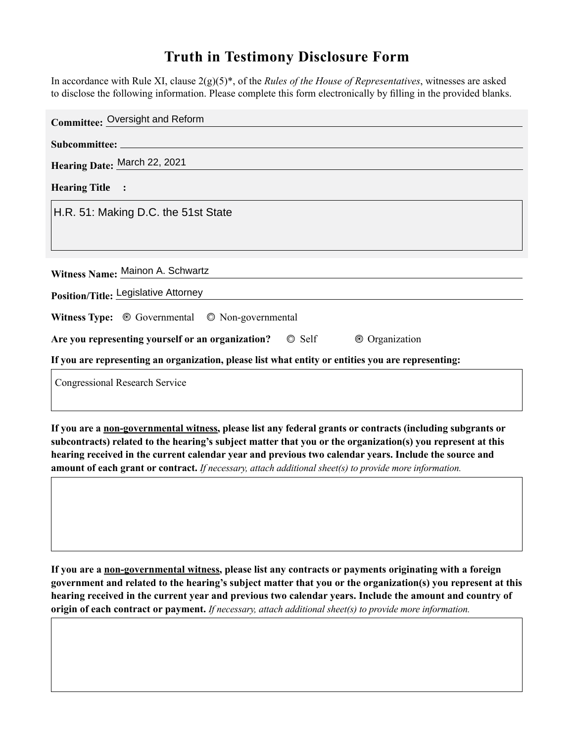# Truth in Testimony Disclosure Form

In accordance with Rule XI, clause 2(g)(5)*, of the *Rules of the House of Representatives*, witnesses are asked to disclose the following information. Please complete this form electronically by filling in the provided blanks.

**Committee:** Oversight and Reform

**Subcommittee:**

**Hearing Date:** March 22, 2021

**Hearing Title:**

H.R. 51: Making D.C. the 51st State

**Witness Name:** Mainon A. Schwartz

**Position/Title:** Legislative Attorney

**Witness Type:** ◉ Governmental ◎ Non-governmental

**Are you representing yourself or an organization?** ◎ Self ◉ Organization

**If you are representing an organization, please list what entity or entities you are representing:**

Congressional Research Service

**If you are a non-governmental witness, please list any federal grants or contracts (including subgrants or subcontracts) related to the hearing's subject matter that you or the organization(s) you represent at this hearing received in the current calendar year and previous two calendar years. Include the source and amount of each grant or contract.** *If necessary, attach additional sheet(s) to provide more information.*

**If you are a non-governmental witness, please list any contracts or payments originating with a foreign government and related to the hearing's subject matter that you or the organization(s) you represent at this hearing received in the current year and previous two calendar years. Include the amount and country of origin of each contract or payment.** *If necessary, attach additional sheet(s) to provide more information.*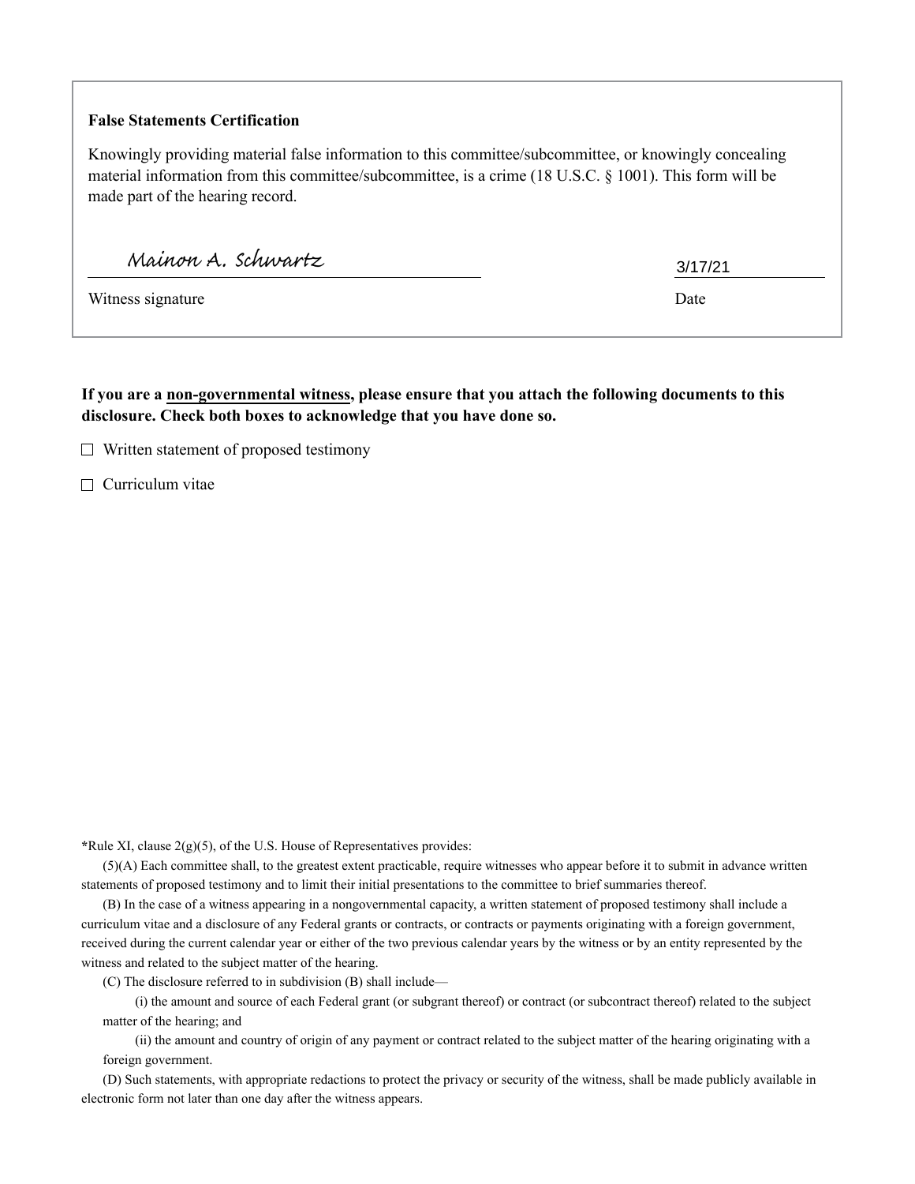**False Statements Certification**

Knowingly providing material false information to this committee/subcommittee, or knowingly concealing material information from this committee/subcommittee, is a crime (18 U.S.C. § 1001). This form will be made part of the hearing record.

Mainon A. Schwartz

Witness signature

3/17/21

Date

**If you are a <u>non-governmental witness</u>, please ensure that you attach the following documents to this disclosure. Check both boxes to acknowledge that you have done so.**

☐ Written statement of proposed testimony

☐ Curriculum vitae

*Rule XI, clause 2(g)(5), of the U.S. House of Representatives provides:

(5)(A) Each committee shall, to the greatest extent practicable, require witnesses who appear before it to submit in advance written statements of proposed testimony and to limit their initial presentations to the committee to brief summaries thereof.

(B) In the case of a witness appearing in a nongovernmental capacity, a written statement of proposed testimony shall include a curriculum vitae and a disclosure of any Federal grants or contracts, or contracts or payments originating with a foreign government, received during the current calendar year or either of the two previous calendar years by the witness or by an entity represented by the witness and related to the subject matter of the hearing.

(C) The disclosure referred to in subdivision (B) shall include—

(i) the amount and source of each Federal grant (or subgrant thereof) or contract (or subcontract thereof) related to the subject matter of the hearing; and

(ii) the amount and country of origin of any payment or contract related to the subject matter of the hearing originating with a foreign government.

(D) Such statements, with appropriate redactions to protect the privacy or security of the witness, shall be made publicly available in electronic form not later than one day after the witness appears.